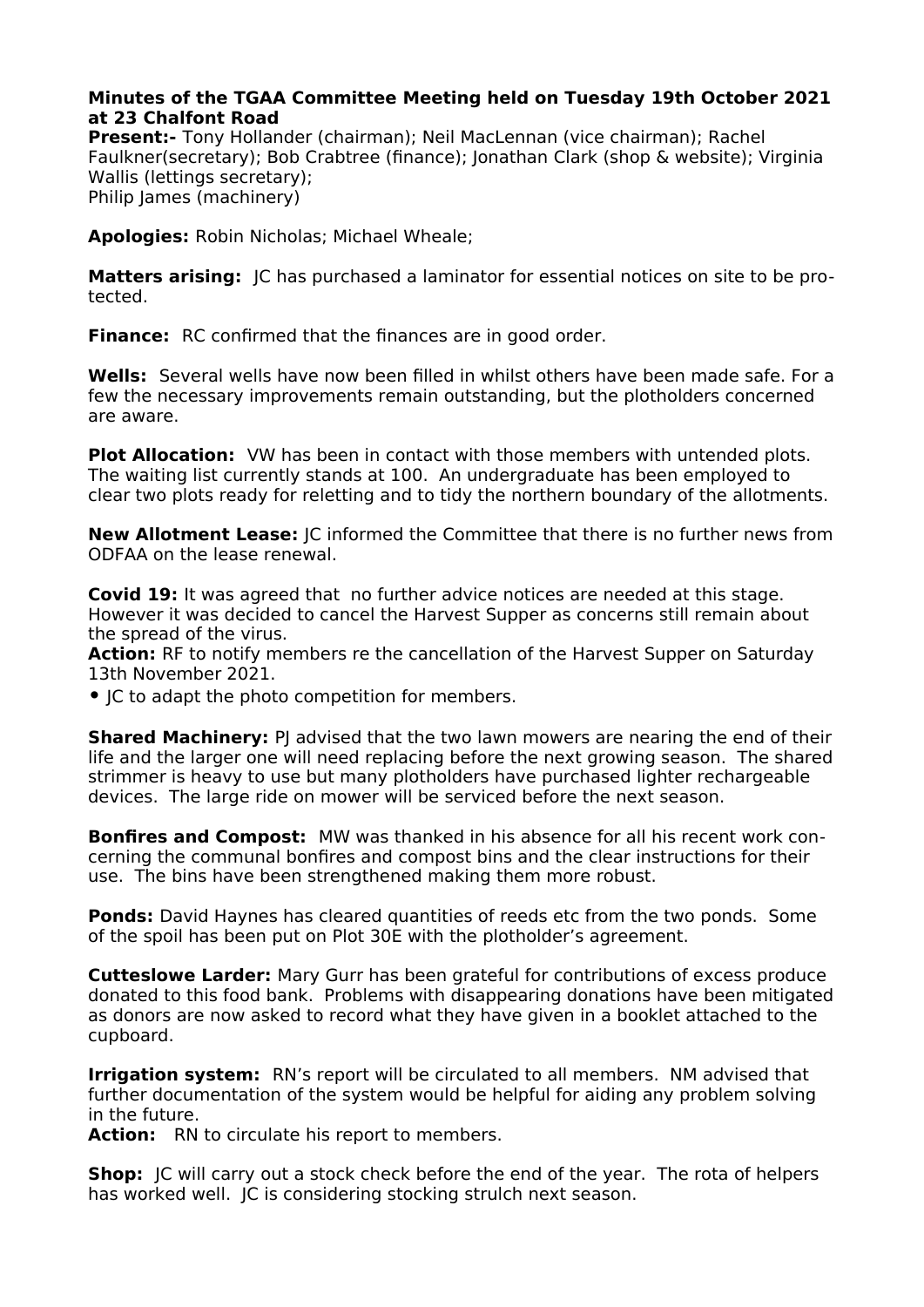**Minutes of the TGAA Committee Meeting held on Tuesday 19th October 2021 at 23 Chalfont Road**

**Present:-** Tony Hollander (chairman); Neil MacLennan (vice chairman); Rachel Faulkner(secretary); Bob Crabtree (finance); Jonathan Clark (shop & website); Virginia Wallis (lettings secretary);
Philip James (machinery)

**Apologies:** Robin Nicholas; Michael Wheale;

**Matters arising:** JC has purchased a laminator for essential notices on site to be protected.

**Finance:** RC confirmed that the finances are in good order.

**Wells:** Several wells have now been filled in whilst others have been made safe. For a few the necessary improvements remain outstanding, but the plotholders concerned are aware.

**Plot Allocation:** VW has been in contact with those members with untended plots. The waiting list currently stands at 100. An undergraduate has been employed to clear two plots ready for reletting and to tidy the northern boundary of the allotments.

**New Allotment Lease:** JC informed the Committee that there is no further news from ODFAA on the lease renewal.

**Covid 19:** It was agreed that no further advice notices are needed at this stage. However it was decided to cancel the Harvest Supper as concerns still remain about the spread of the virus.
**Action:** RF to notify members re the cancellation of the Harvest Supper on Saturday 13th November 2021.

- JC to adapt the photo competition for members.

**Shared Machinery:** PJ advised that the two lawn mowers are nearing the end of their life and the larger one will need replacing before the next growing season. The shared strimmer is heavy to use but many plotholders have purchased lighter rechargeable devices. The large ride on mower will be serviced before the next season.

**Bonfires and Compost:** MW was thanked in his absence for all his recent work concerning the communal bonfires and compost bins and the clear instructions for their use. The bins have been strengthened making them more robust.

**Ponds:** David Haynes has cleared quantities of reeds etc from the two ponds. Some of the spoil has been put on Plot 30E with the plotholder's agreement.

**Cutteslowe Larder:** Mary Gurr has been grateful for contributions of excess produce donated to this food bank. Problems with disappearing donations have been mitigated as donors are now asked to record what they have given in a booklet attached to the cupboard.

**Irrigation system:** RN's report will be circulated to all members. NM advised that further documentation of the system would be helpful for aiding any problem solving in the future.
**Action:** RN to circulate his report to members.

**Shop:** JC will carry out a stock check before the end of the year. The rota of helpers has worked well. JC is considering stocking strulch next season.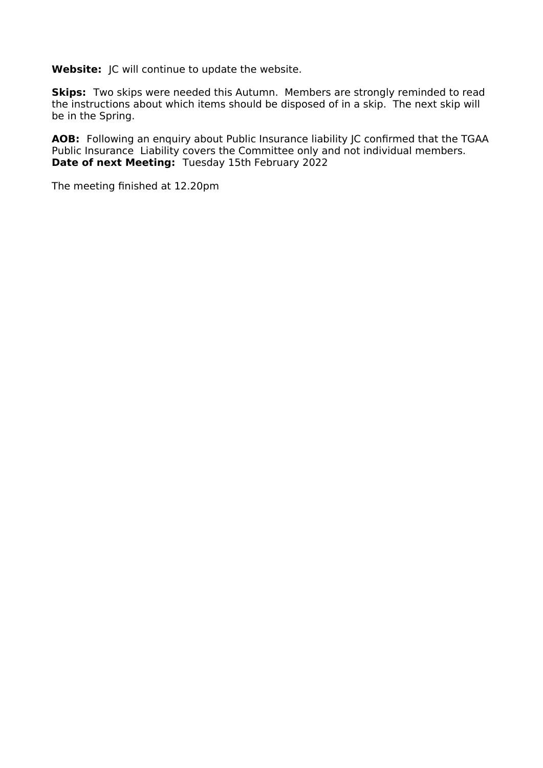**Website:** JC will continue to update the website.

**Skips:** Two skips were needed this Autumn. Members are strongly reminded to read the instructions about which items should be disposed of in a skip. The next skip will be in the Spring.

**AOB:** Following an enquiry about Public Insurance liability JC confirmed that the TGAA Public Insurance Liability covers the Committee only and not individual members.
**Date of next Meeting:** Tuesday 15th February 2022

The meeting finished at 12.20pm